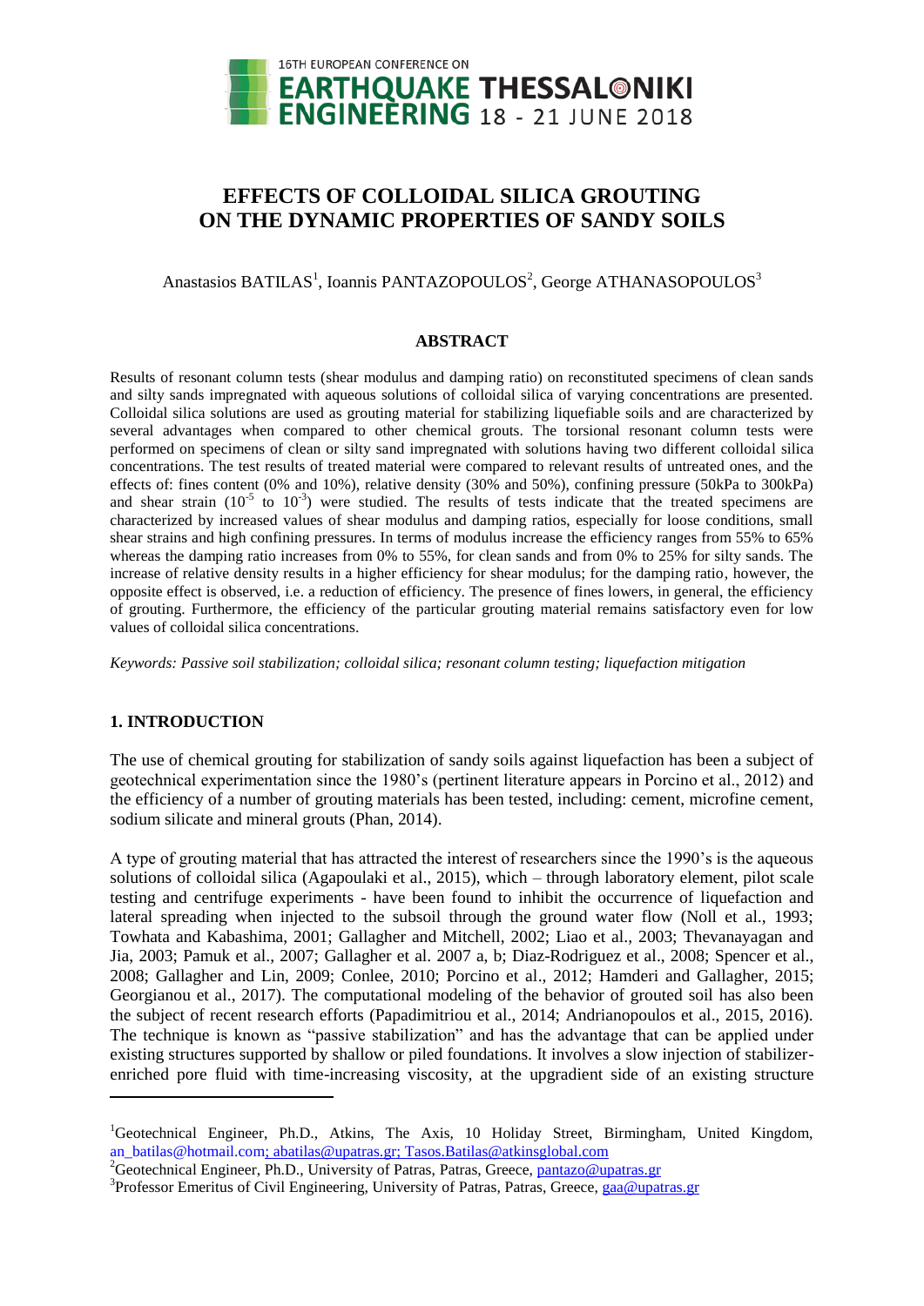# EFFECTS OF COLLOIDAL SILICA GROUTING ON THE DYNAMIC PROPERTIES OF SANDY SOILS

Anastasios BATILAS[1], Ioannis PANTAZOPOULOS[2], George ATHANASOPOULOS[3]

## ABSTRACT

Results of resonant column tests (shear modulus and damping ratio) on reconstituted specimens of clean sands and silty sands impregnated with aqueous solutions of colloidal silica of varying concentrations are presented. Colloidal silica solutions are used as grouting material for stabilizing liquefiable soils and are characterized by several advantages when compared to other chemical grouts. The torsional resonant column tests were performed on specimens of clean or silty sand impregnated with solutions having two different colloidal silica concentrations. The test results of treated material were compared to relevant results of untreated ones, and the effects of: fines content (0% and 10%), relative density (30% and 50%), confining pressure (50kPa to 300kPa) and shear strain ($10^{-5}$ to $10^{-3}$) were studied. The results of tests indicate that the treated specimens are characterized by increased values of shear modulus and damping ratios, especially for loose conditions, small shear strains and high confining pressures. In terms of modulus increase the efficiency ranges from 55% to 65% whereas the damping ratio increases from 0% to 55%, for clean sands and from 0% to 25% for silty sands. The increase of relative density results in a higher efficiency for shear modulus; for the damping ratio, however, the opposite effect is observed, i.e. a reduction of efficiency. The presence of fines lowers, in general, the efficiency of grouting. Furthermore, the efficiency of the particular grouting material remains satisfactory even for low values of colloidal silica concentrations.

*Keywords: Passive soil stabilization; colloidal silica; resonant column testing; liquefaction mitigation*

## 1. INTRODUCTION

The use of chemical grouting for stabilization of sandy soils against liquefaction has been a subject of geotechnical experimentation since the 1980's (pertinent literature appears in Porcino et al., 2012) and the efficiency of a number of grouting materials has been tested, including: cement, microfine cement, sodium silicate and mineral grouts (Phan, 2014).

A type of grouting material that has attracted the interest of researchers since the 1990's is the aqueous solutions of colloidal silica (Agapoulaki et al., 2015), which – through laboratory element, pilot scale testing and centrifuge experiments - have been found to inhibit the occurrence of liquefaction and lateral spreading when injected to the subsoil through the ground water flow (Noll et al., 1993; Towhata and Kabashima, 2001; Gallagher and Mitchell, 2002; Liao et al., 2003; Thevanayagan and Jia, 2003; Pamuk et al., 2007; Gallagher et al. 2007 a, b; Diaz-Rodriguez et al., 2008; Spencer et al., 2008; Gallagher and Lin, 2009; Conlee, 2010; Porcino et al., 2012; Hamderi and Gallagher, 2015; Georgianou et al., 2017). The computational modeling of the behavior of grouted soil has also been the subject of recent research efforts (Papadimitriou et al., 2014; Andrianopoulos et al., 2015, 2016). The technique is known as "passive stabilization" and has the advantage that can be applied under existing structures supported by shallow or piled foundations. It involves a slow injection of stabilizer-enriched pore fluid with time-increasing viscosity, at the upgradient side of an existing structure

---

[1]Geotechnical Engineer, Ph.D., Atkins, The Axis, 10 Holiday Street, Birmingham, United Kingdom, an_batilas@hotmail.com; abatilas@upatras.gr; Tasos.Batilas@atkinsglobal.com

[2]Geotechnical Engineer, Ph.D., University of Patras, Patras, Greece, pantazo@upatras.gr

[3]Professor Emeritus of Civil Engineering, University of Patras, Patras, Greece, gaa@upatras.gr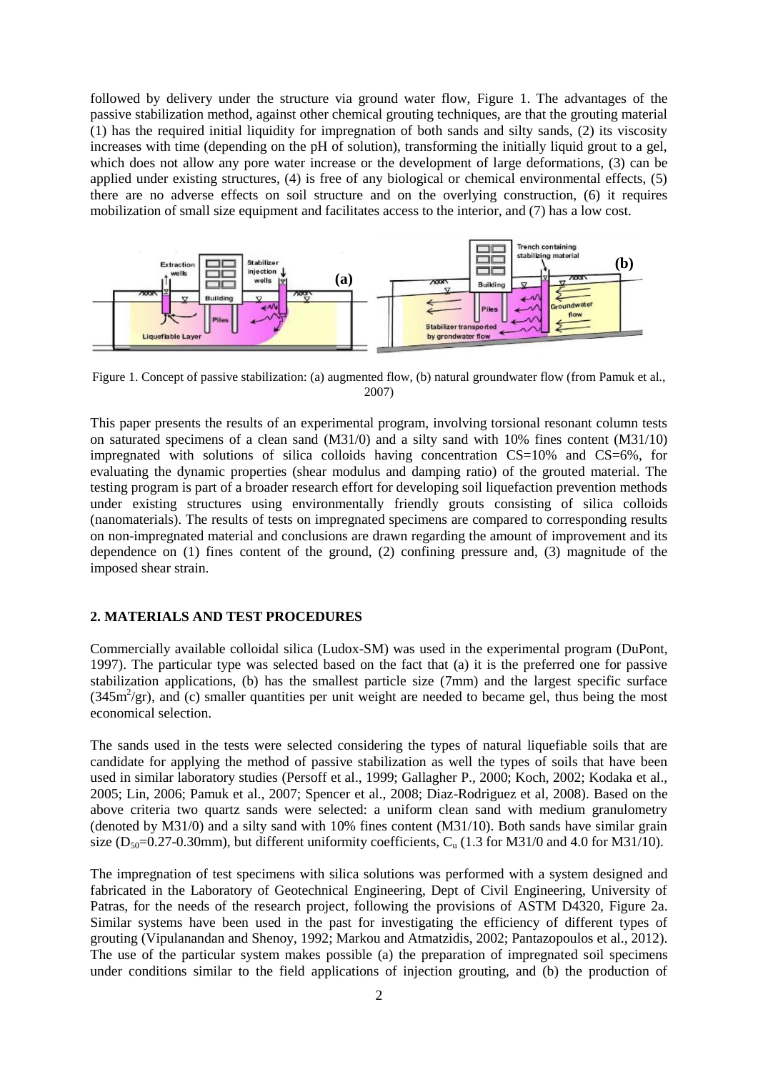followed by delivery under the structure via ground water flow, Figure 1. The advantages of the passive stabilization method, against other chemical grouting techniques, are that the grouting material (1) has the required initial liquidity for impregnation of both sands and silty sands, (2) its viscosity increases with time (depending on the pH of solution), transforming the initially liquid grout to a gel, which does not allow any pore water increase or the development of large deformations, (3) can be applied under existing structures, (4) is free of any biological or chemical environmental effects, (5) there are no adverse effects on soil structure and on the overlying construction, (6) it requires mobilization of small size equipment and facilitates access to the interior, and (7) has a low cost.

Figure 1. Concept of passive stabilization: (a) augmented flow, (b) natural groundwater flow (from Pamuk et al., 2007)

This paper presents the results of an experimental program, involving torsional resonant column tests on saturated specimens of a clean sand (M31/0) and a silty sand with 10% fines content (M31/10) impregnated with solutions of silica colloids having concentration CS=10% and CS=6%, for evaluating the dynamic properties (shear modulus and damping ratio) of the grouted material. The testing program is part of a broader research effort for developing soil liquefaction prevention methods under existing structures using environmentally friendly grouts consisting of silica colloids (nanomaterials). The results of tests on impregnated specimens are compared to corresponding results on non-impregnated material and conclusions are drawn regarding the amount of improvement and its dependence on (1) fines content of the ground, (2) confining pressure and, (3) magnitude of the imposed shear strain.

## 2. MATERIALS AND TEST PROCEDURES

Commercially available colloidal silica (Ludox-SM) was used in the experimental program (DuPont, 1997). The particular type was selected based on the fact that (a) it is the preferred one for passive stabilization applications, (b) has the smallest particle size (7mm) and the largest specific surface ($345m^2/gr$), and (c) smaller quantities per unit weight are needed to became gel, thus being the most economical selection.

The sands used in the tests were selected considering the types of natural liquefiable soils that are candidate for applying the method of passive stabilization as well the types of soils that have been used in similar laboratory studies (Persoff et al., 1999; Gallagher P., 2000; Koch, 2002; Kodaka et al., 2005; Lin, 2006; Pamuk et al., 2007; Spencer et al., 2008; Diaz-Rodriguez et al, 2008). Based on the above criteria two quartz sands were selected: a uniform clean sand with medium granulometry (denoted by M31/0) and a silty sand with 10% fines content (M31/10). Both sands have similar grain size ($D_{50}$=0.27-0.30mm), but different uniformity coefficients, $C_u$ (1.3 for M31/0 and 4.0 for M31/10).

The impregnation of test specimens with silica solutions was performed with a system designed and fabricated in the Laboratory of Geotechnical Engineering, Dept of Civil Engineering, University of Patras, for the needs of the research project, following the provisions of ASTM D4320, Figure 2a. Similar systems have been used in the past for investigating the efficiency of different types of grouting (Vipulanandan and Shenoy, 1992; Markou and Atmatzidis, 2002; Pantazopoulos et al., 2012). The use of the particular system makes possible (a) the preparation of impregnated soil specimens under conditions similar to the field applications of injection grouting, and (b) the production of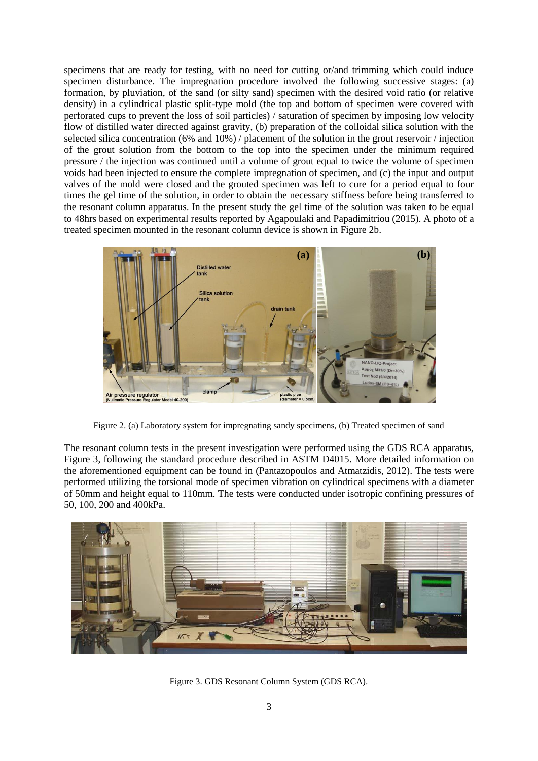specimens that are ready for testing, with no need for cutting or/and trimming which could induce specimen disturbance. The impregnation procedure involved the following successive stages: (a) formation, by pluviation, of the sand (or silty sand) specimen with the desired void ratio (or relative density) in a cylindrical plastic split-type mold (the top and bottom of specimen were covered with perforated cups to prevent the loss of soil particles) / saturation of specimen by imposing low velocity flow of distilled water directed against gravity, (b) preparation of the colloidal silica solution with the selected silica concentration (6% and 10%) / placement of the solution in the grout reservoir / injection of the grout solution from the bottom to the top into the specimen under the minimum required pressure / the injection was continued until a volume of grout equal to twice the volume of specimen voids had been injected to ensure the complete impregnation of specimen, and (c) the input and output valves of the mold were closed and the grouted specimen was left to cure for a period equal to four times the gel time of the solution, in order to obtain the necessary stiffness before being transferred to the resonant column apparatus. In the present study the gel time of the solution was taken to be equal to 48hrs based on experimental results reported by Agapoulaki and Papadimitriou (2015). A photo of a treated specimen mounted in the resonant column device is shown in Figure 2b.

Figure 2. (a) Laboratory system for impregnating sandy specimens, (b) Treated specimen of sand

The resonant column tests in the present investigation were performed using the GDS RCA apparatus, Figure 3, following the standard procedure described in ASTM D4015. More detailed information on the aforementioned equipment can be found in (Pantazopoulos and Atmatzidis, 2012). The tests were performed utilizing the torsional mode of specimen vibration on cylindrical specimens with a diameter of 50mm and height equal to 110mm. The tests were conducted under isotropic confining pressures of 50, 100, 200 and 400kPa.

Figure 3. GDS Resonant Column System (GDS RCA).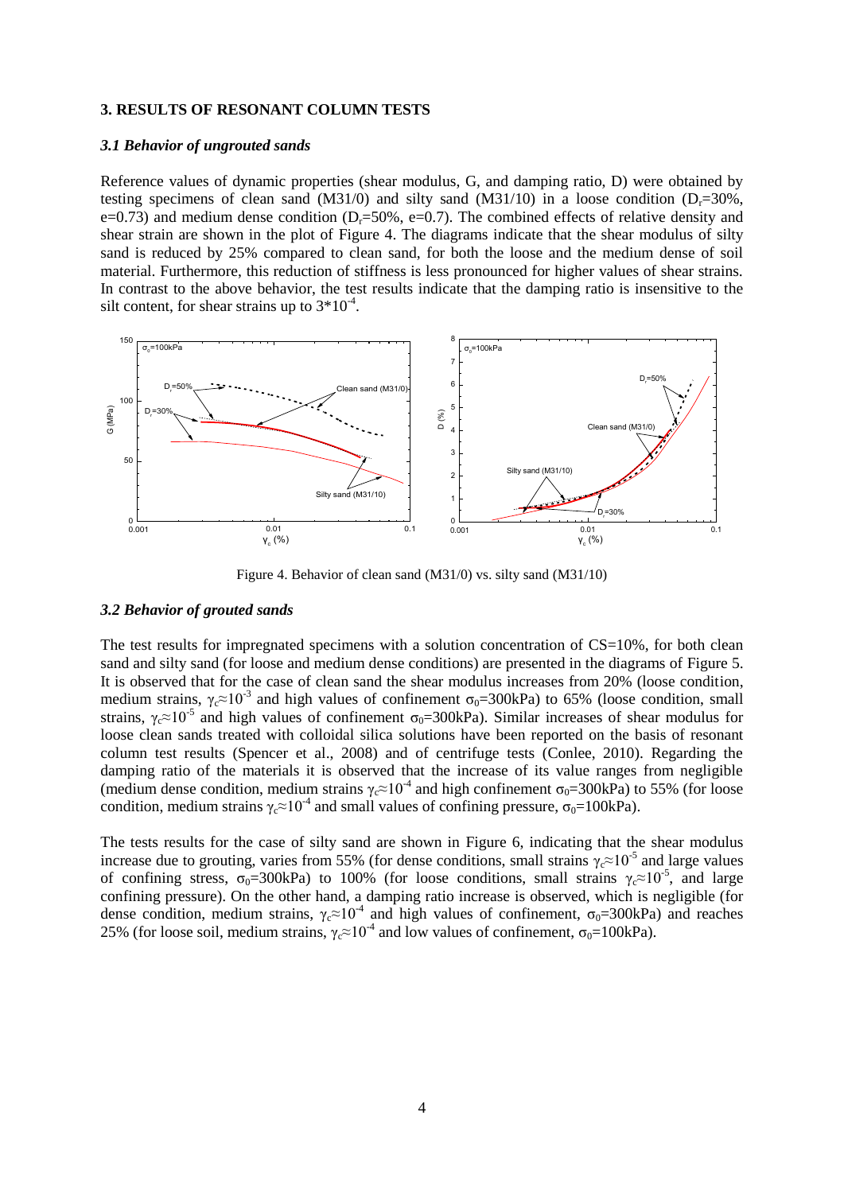## 3. RESULTS OF RESONANT COLUMN TESTS

### *3.1 Behavior of ungrouted sands*

Reference values of dynamic properties (shear modulus, G, and damping ratio, D) were obtained by testing specimens of clean sand (M31/0) and silty sand (M31/10) in a loose condition ($D_r$=30%, e=0.73) and medium dense condition ($D_r$=50%, e=0.7). The combined effects of relative density and shear strain are shown in the plot of Figure 4. The diagrams indicate that the shear modulus of silty sand is reduced by 25% compared to clean sand, for both the loose and the medium dense of soil material. Furthermore, this reduction of stiffness is less pronounced for higher values of shear strains. In contrast to the above behavior, the test results indicate that the damping ratio is insensitive to the silt content, for shear strains up to $3*10^{-4}$.

Figure 4. Behavior of clean sand (M31/0) vs. silty sand (M31/10)

### *3.2 Behavior of grouted sands*

The test results for impregnated specimens with a solution concentration of CS=10%, for both clean sand and silty sand (for loose and medium dense conditions) are presented in the diagrams of Figure 5. It is observed that for the case of clean sand the shear modulus increases from 20% (loose condition, medium strains, $\gamma_c \approx 10^{-3}$ and high values of confinement $\sigma_0$=300kPa) to 65% (loose condition, small strains, $\gamma_c \approx 10^{-5}$ and high values of confinement $\sigma_0$=300kPa). Similar increases of shear modulus for loose clean sands treated with colloidal silica solutions have been reported on the basis of resonant column test results (Spencer et al., 2008) and of centrifuge tests (Conlee, 2010). Regarding the damping ratio of the materials it is observed that the increase of its value ranges from negligible (medium dense condition, medium strains $\gamma_c \approx 10^{-4}$ and high confinement $\sigma_0$=300kPa) to 55% (for loose condition, medium strains $\gamma_c \approx 10^{-4}$ and small values of confining pressure, $\sigma_0$=100kPa).

The tests results for the case of silty sand are shown in Figure 6, indicating that the shear modulus increase due to grouting, varies from 55% (for dense conditions, small strains $\gamma_c \approx 10^{-5}$ and large values of confining stress, $\sigma_0$=300kPa) to 100% (for loose conditions, small strains $\gamma_c \approx 10^{-5}$, and large confining pressure). On the other hand, a damping ratio increase is observed, which is negligible (for dense condition, medium strains, $\gamma_c \approx 10^{-4}$ and high values of confinement, $\sigma_0$=300kPa) and reaches 25% (for loose soil, medium strains, $\gamma_c \approx 10^{-4}$ and low values of confinement, $\sigma_0$=100kPa).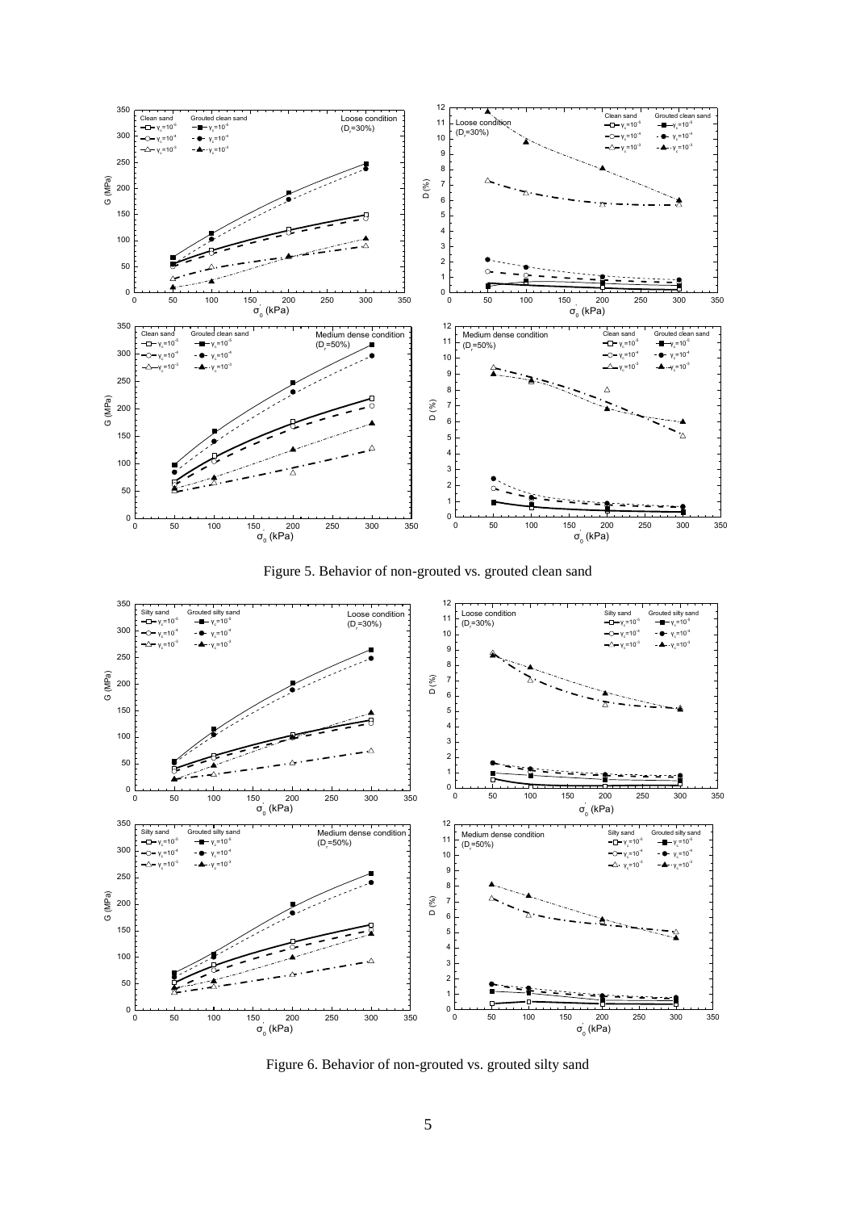Figure 5. Behavior of non-grouted vs. grouted clean sand

Figure 6. Behavior of non-grouted vs. grouted silty sand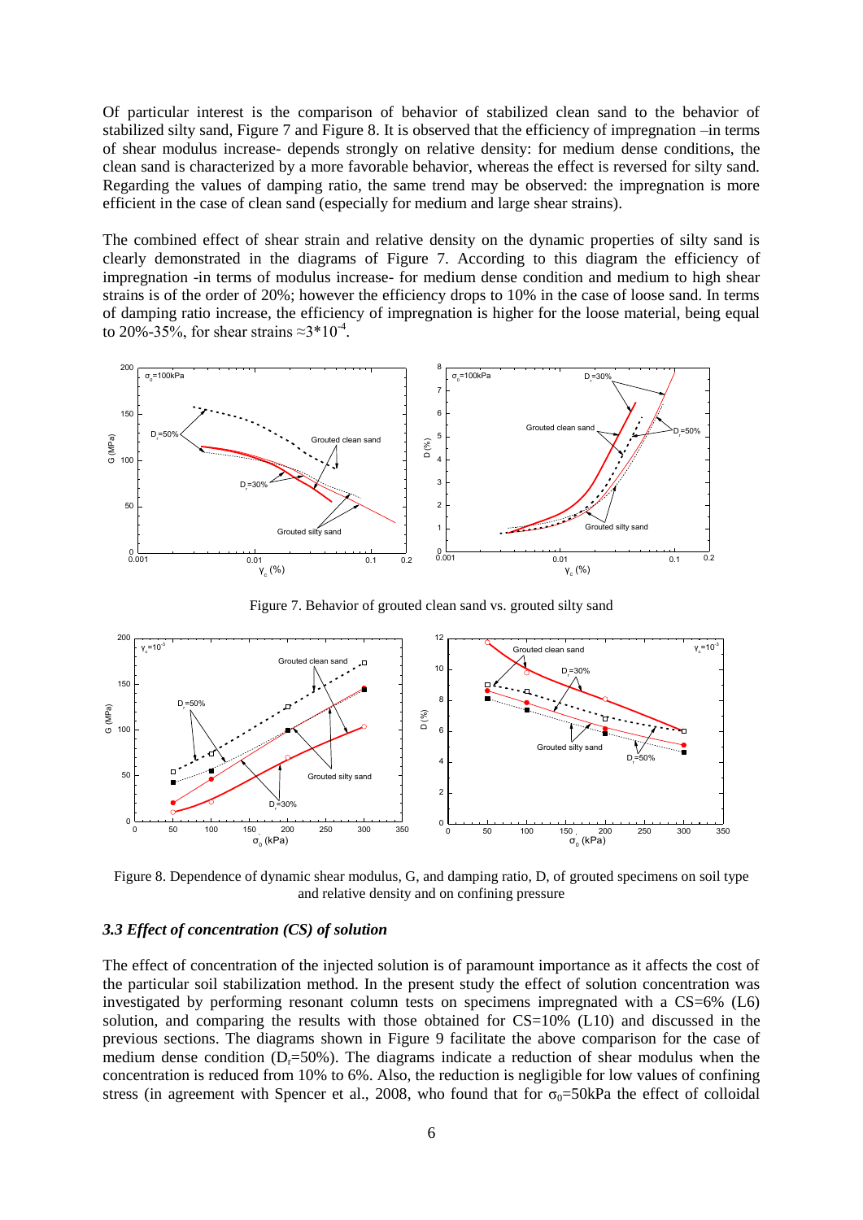Of particular interest is the comparison of behavior of stabilized clean sand to the behavior of stabilized silty sand, Figure 7 and Figure 8. It is observed that the efficiency of impregnation –in terms of shear modulus increase- depends strongly on relative density: for medium dense conditions, the clean sand is characterized by a more favorable behavior, whereas the effect is reversed for silty sand. Regarding the values of damping ratio, the same trend may be observed: the impregnation is more efficient in the case of clean sand (especially for medium and large shear strains).

The combined effect of shear strain and relative density on the dynamic properties of silty sand is clearly demonstrated in the diagrams of Figure 7. According to this diagram the efficiency of impregnation -in terms of modulus increase- for medium dense condition and medium to high shear strains is of the order of 20%; however the efficiency drops to 10% in the case of loose sand. In terms of damping ratio increase, the efficiency of impregnation is higher for the loose material, being equal to 20%-35%, for shear strains $\approx 3*10^{-4}$.

Figure 7. Behavior of grouted clean sand vs. grouted silty sand

Figure 8. Dependence of dynamic shear modulus, G, and damping ratio, D, of grouted specimens on soil type and relative density and on confining pressure

### *3.3 Effect of concentration (CS) of solution*

The effect of concentration of the injected solution is of paramount importance as it affects the cost of the particular soil stabilization method. In the present study the effect of solution concentration was investigated by performing resonant column tests on specimens impregnated with a CS=6% (L6) solution, and comparing the results with those obtained for CS=10% (L10) and discussed in the previous sections. The diagrams shown in Figure 9 facilitate the above comparison for the case of medium dense condition ($D_r$=50%). The diagrams indicate a reduction of shear modulus when the concentration is reduced from 10% to 6%. Also, the reduction is negligible for low values of confining stress (in agreement with Spencer et al., 2008, who found that for $\sigma_0$=50kPa the effect of colloidal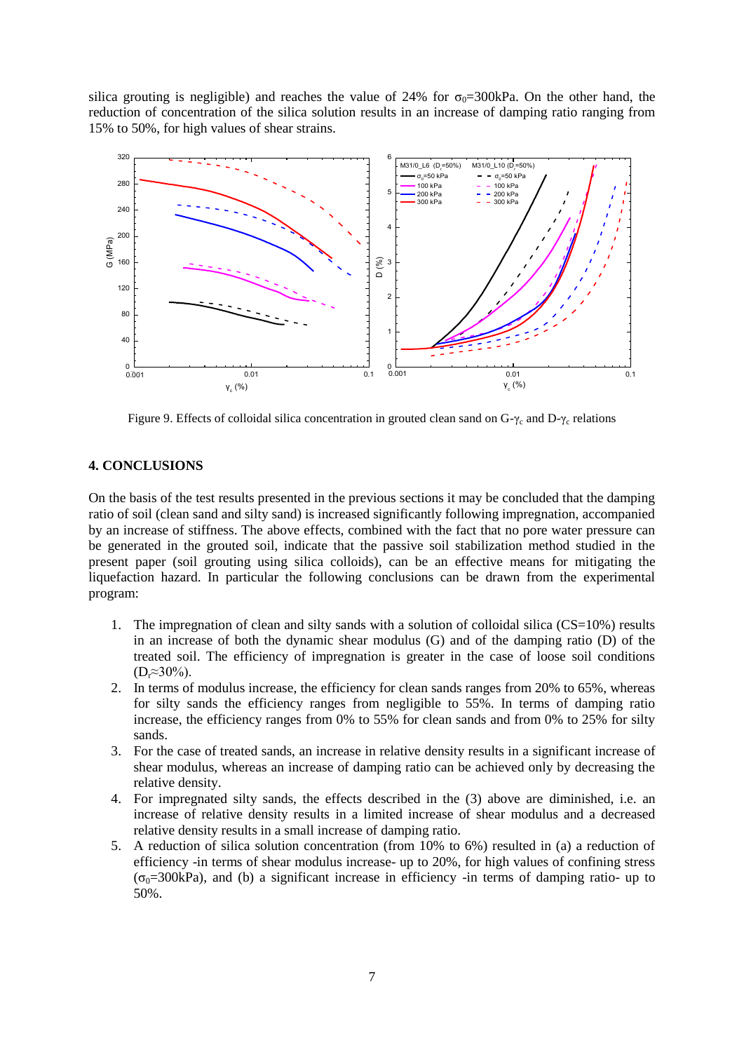silica grouting is negligible) and reaches the value of 24% for $\sigma_0$=300kPa. On the other hand, the reduction of concentration of the silica solution results in an increase of damping ratio ranging from 15% to 50%, for high values of shear strains.

Figure 9. Effects of colloidal silica concentration in grouted clean sand on G-$\gamma_c$ and D-$\gamma_c$ relations

## 4. CONCLUSIONS

On the basis of the test results presented in the previous sections it may be concluded that the damping ratio of soil (clean sand and silty sand) is increased significantly following impregnation, accompanied by an increase of stiffness. The above effects, combined with the fact that no pore water pressure can be generated in the grouted soil, indicate that the passive soil stabilization method studied in the present paper (soil grouting using silica colloids), can be an effective means for mitigating the liquefaction hazard. In particular the following conclusions can be drawn from the experimental program:

1. The impregnation of clean and silty sands with a solution of colloidal silica (CS=10%) results in an increase of both the dynamic shear modulus (G) and of the damping ratio (D) of the treated soil. The efficiency of impregnation is greater in the case of loose soil conditions ($D_r$≈30%).
2. In terms of modulus increase, the efficiency for clean sands ranges from 20% to 65%, whereas for silty sands the efficiency ranges from negligible to 55%. In terms of damping ratio increase, the efficiency ranges from 0% to 55% for clean sands and from 0% to 25% for silty sands.
3. For the case of treated sands, an increase in relative density results in a significant increase of shear modulus, whereas an increase of damping ratio can be achieved only by decreasing the relative density.
4. For impregnated silty sands, the effects described in the (3) above are diminished, i.e. an increase of relative density results in a limited increase of shear modulus and a decreased relative density results in a small increase of damping ratio.
5. A reduction of silica solution concentration (from 10% to 6%) resulted in (a) a reduction of efficiency -in terms of shear modulus increase- up to 20%, for high values of confining stress ($\sigma_0$=300kPa), and (b) a significant increase in efficiency -in terms of damping ratio- up to 50%.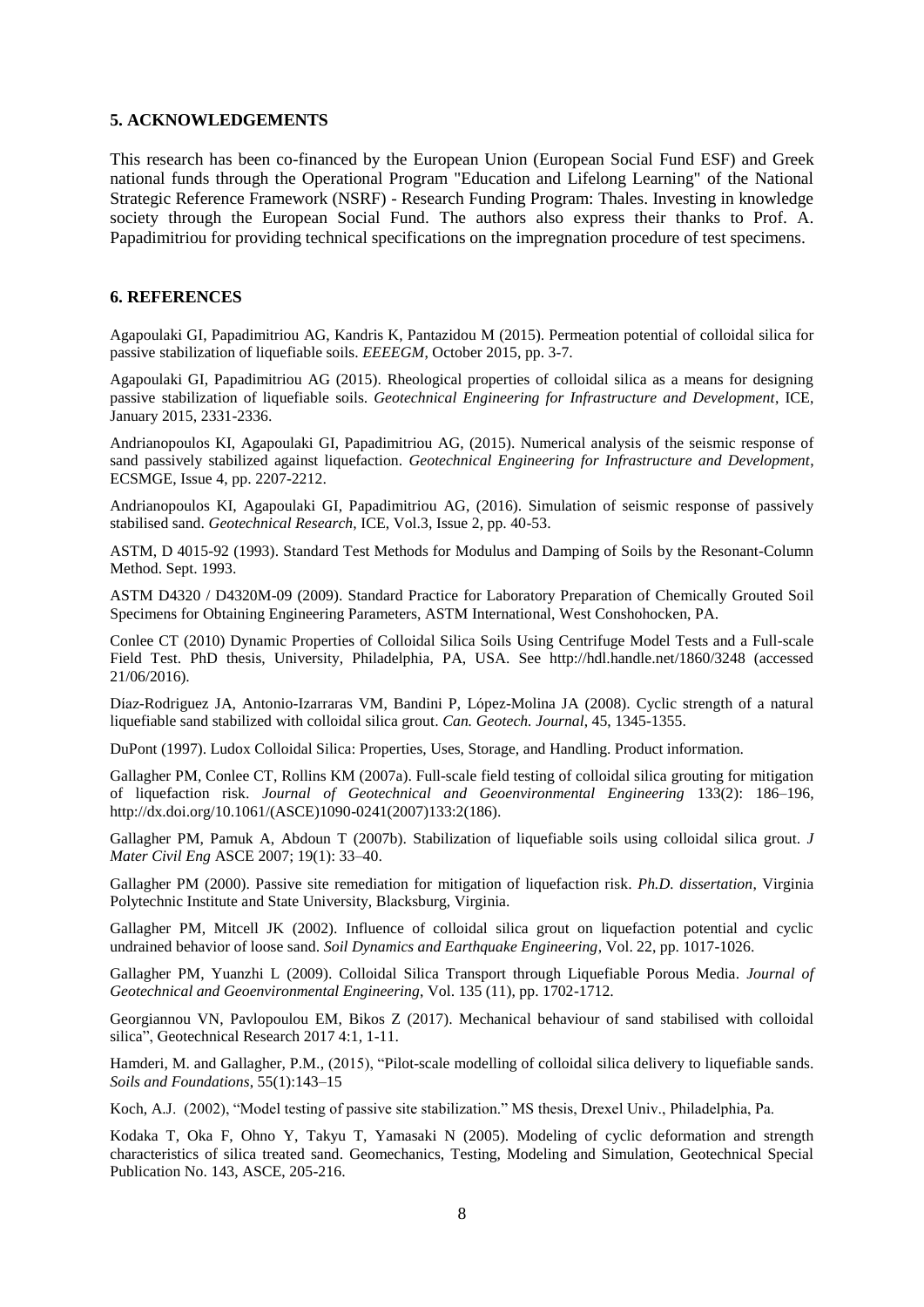## 5. ACKNOWLEDGEMENTS

This research has been co-financed by the European Union (European Social Fund ESF) and Greek national funds through the Operational Program "Education and Lifelong Learning" of the National Strategic Reference Framework (NSRF) - Research Funding Program: Thales. Investing in knowledge society through the European Social Fund. The authors also express their thanks to Prof. A. Papadimitriou for providing technical specifications on the impregnation procedure of test specimens.

## 6. REFERENCES

Agapoulaki GI, Papadimitriou AG, Kandris K, Pantazidou M (2015). Permeation potential of colloidal silica for passive stabilization of liquefiable soils. *EEEEGM*, October 2015, pp. 3-7.

Agapoulaki GI, Papadimitriou AG (2015). Rheological properties of colloidal silica as a means for designing passive stabilization of liquefiable soils. *Geotechnical Engineering for Infrastructure and Development*, ICE, January 2015, 2331-2336.

Andrianopoulos KI, Agapoulaki GI, Papadimitriou AG, (2015). Numerical analysis of the seismic response of sand passively stabilized against liquefaction. *Geotechnical Engineering for Infrastructure and Development*, ECSMGE, Issue 4, pp. 2207-2212.

Andrianopoulos KI, Agapoulaki GI, Papadimitriou AG, (2016). Simulation of seismic response of passively stabilised sand. *Geotechnical Research*, ICE, Vol.3, Issue 2, pp. 40-53.

ASTM, D 4015-92 (1993). Standard Test Methods for Modulus and Damping of Soils by the Resonant-Column Method. Sept. 1993.

ASTM D4320 / D4320M-09 (2009). Standard Practice for Laboratory Preparation of Chemically Grouted Soil Specimens for Obtaining Engineering Parameters, ASTM International, West Conshohocken, PA.

Conlee CT (2010) Dynamic Properties of Colloidal Silica Soils Using Centrifuge Model Tests and a Full-scale Field Test. PhD thesis, University, Philadelphia, PA, USA. See http://hdl.handle.net/1860/3248 (accessed 21/06/2016).

Díaz-Rodriguez JA, Antonio-Izarraras VM, Bandini P, López-Molina JA (2008). Cyclic strength of a natural liquefiable sand stabilized with colloidal silica grout. *Can. Geotech. Journal*, 45, 1345-1355.

DuPont (1997). Ludox Colloidal Silica: Properties, Uses, Storage, and Handling. Product information.

Gallagher PM, Conlee CT, Rollins KM (2007a). Full-scale field testing of colloidal silica grouting for mitigation of liquefaction risk. *Journal of Geotechnical and Geoenvironmental Engineering* 133(2): 186–196, http://dx.doi.org/10.1061/(ASCE)1090-0241(2007)133:2(186).

Gallagher PM, Pamuk A, Abdoun T (2007b). Stabilization of liquefiable soils using colloidal silica grout. *J Mater Civil Eng* ASCE 2007; 19(1): 33–40.

Gallagher PM (2000). Passive site remediation for mitigation of liquefaction risk. *Ph.D. dissertation*, Virginia Polytechnic Institute and State University, Blacksburg, Virginia.

Gallagher PM, Mitcell JK (2002). Influence of colloidal silica grout on liquefaction potential and cyclic undrained behavior of loose sand. *Soil Dynamics and Earthquake Engineering*, Vol. 22, pp. 1017-1026.

Gallagher PM, Yuanzhi L (2009). Colloidal Silica Transport through Liquefiable Porous Media. *Journal of Geotechnical and Geoenvironmental Engineering*, Vol. 135 (11), pp. 1702-1712.

Georgiannou VN, Pavlopoulou EM, Bikos Z (2017). Mechanical behaviour of sand stabilised with colloidal silica", Geotechnical Research 2017 4:1, 1-11.

Hamderi, M. and Gallagher, P.M., (2015), "Pilot-scale modelling of colloidal silica delivery to liquefiable sands. *Soils and Foundations*, 55(1):143–15

Koch, A.J. (2002), "Model testing of passive site stabilization." MS thesis, Drexel Univ., Philadelphia, Pa.

Kodaka T, Oka F, Ohno Y, Takyu T, Yamasaki N (2005). Modeling of cyclic deformation and strength characteristics of silica treated sand. Geomechanics, Testing, Modeling and Simulation, Geotechnical Special Publication No. 143, ASCE, 205-216.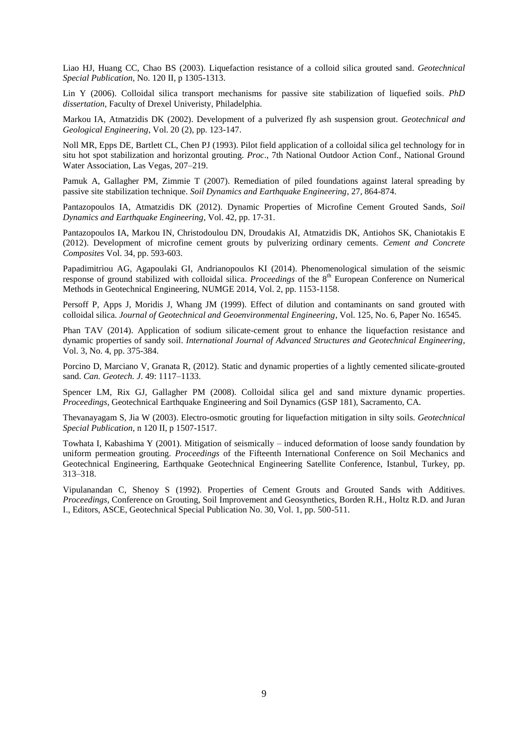Liao HJ, Huang CC, Chao BS (2003). Liquefaction resistance of a colloid silica grouted sand. *Geotechnical Special Publication*, No. 120 II, p 1305-1313.

Lin Y (2006). Colloidal silica transport mechanisms for passive site stabilization of liquefied soils. *PhD dissertation*, Faculty of Drexel Univeristy, Philadelphia.

Markou IA, Atmatzidis DK (2002). Development of a pulverized fly ash suspension grout. *Geotechnical and Geological Engineering*, Vol. 20 (2), pp. 123-147.

Noll MR, Epps DE, Bartlett CL, Chen PJ (1993). Pilot field application of a colloidal silica gel technology for in situ hot spot stabilization and horizontal grouting. *Proc*., 7th National Outdoor Action Conf., National Ground Water Association, Las Vegas, 207–219.

Pamuk A, Gallagher PM, Zimmie T (2007). Remediation of piled foundations against lateral spreading by passive site stabilization technique. *Soil Dynamics and Earthquake Engineering*, 27, 864-874.

Pantazopoulos IA, Atmatzidis DK (2012). Dynamic Properties of Microfine Cement Grouted Sands, *Soil Dynamics and Earthquake Engineering*, Vol. 42, pp. 17-31.

Pantazopoulos IA, Markou IN, Christodoulou DN, Droudakis AI, Atmatzidis DK, Antiohos SK, Chaniotakis E (2012). Development of microfine cement grouts by pulverizing ordinary cements. *Cement and Concrete Composites* Vol. 34, pp. 593-603.

Papadimitriou AG, Agapoulaki GI, Andrianopoulos KI (2014). Phenomenological simulation of the seismic response of ground stabilized with colloidal silica. *Proceedings* of the 8th European Conference on Numerical Methods in Geotechnical Engineering, NUMGE 2014, Vol. 2, pp. 1153-1158.

Persoff P, Apps J, Moridis J, Whang JM (1999). Effect of dilution and contaminants on sand grouted with colloidal silica. *Journal of Geotechnical and Geoenvironmental Engineering*, Vol. 125, No. 6, Paper No. 16545.

Phan TAV (2014). Application of sodium silicate-cement grout to enhance the liquefaction resistance and dynamic properties of sandy soil. *International Journal of Advanced Structures and Geotechnical Engineering*, Vol. 3, No. 4, pp. 375-384.

Porcino D, Marciano V, Granata R, (2012). Static and dynamic properties of a lightly cemented silicate-grouted sand. *Can. Geotech. J*. 49: 1117–1133.

Spencer LM, Rix GJ, Gallagher PM (2008). Colloidal silica gel and sand mixture dynamic properties. *Proceedings*, Geotechnical Earthquake Engineering and Soil Dynamics (GSP 181), Sacramento, CA.

Thevanayagam S, Jia W (2003). Electro-osmotic grouting for liquefaction mitigation in silty soils. *Geotechnical Special Publication*, n 120 II, p 1507-1517.

Towhata I, Kabashima Y (2001). Mitigation of seismically – induced deformation of loose sandy foundation by uniform permeation grouting. *Proceedings* of the Fifteenth International Conference on Soil Mechanics and Geotechnical Engineering, Earthquake Geotechnical Engineering Satellite Conference, Istanbul, Turkey, pp. 313–318.

Vipulanandan C, Shenoy S (1992). Properties of Cement Grouts and Grouted Sands with Additives. *Proceedings*, Conference on Grouting, Soil Improvement and Geosynthetics, Borden R.H., Holtz R.D. and Juran I., Editors, ASCE, Geotechnical Special Publication No. 30, Vol. 1, pp. 500-511.